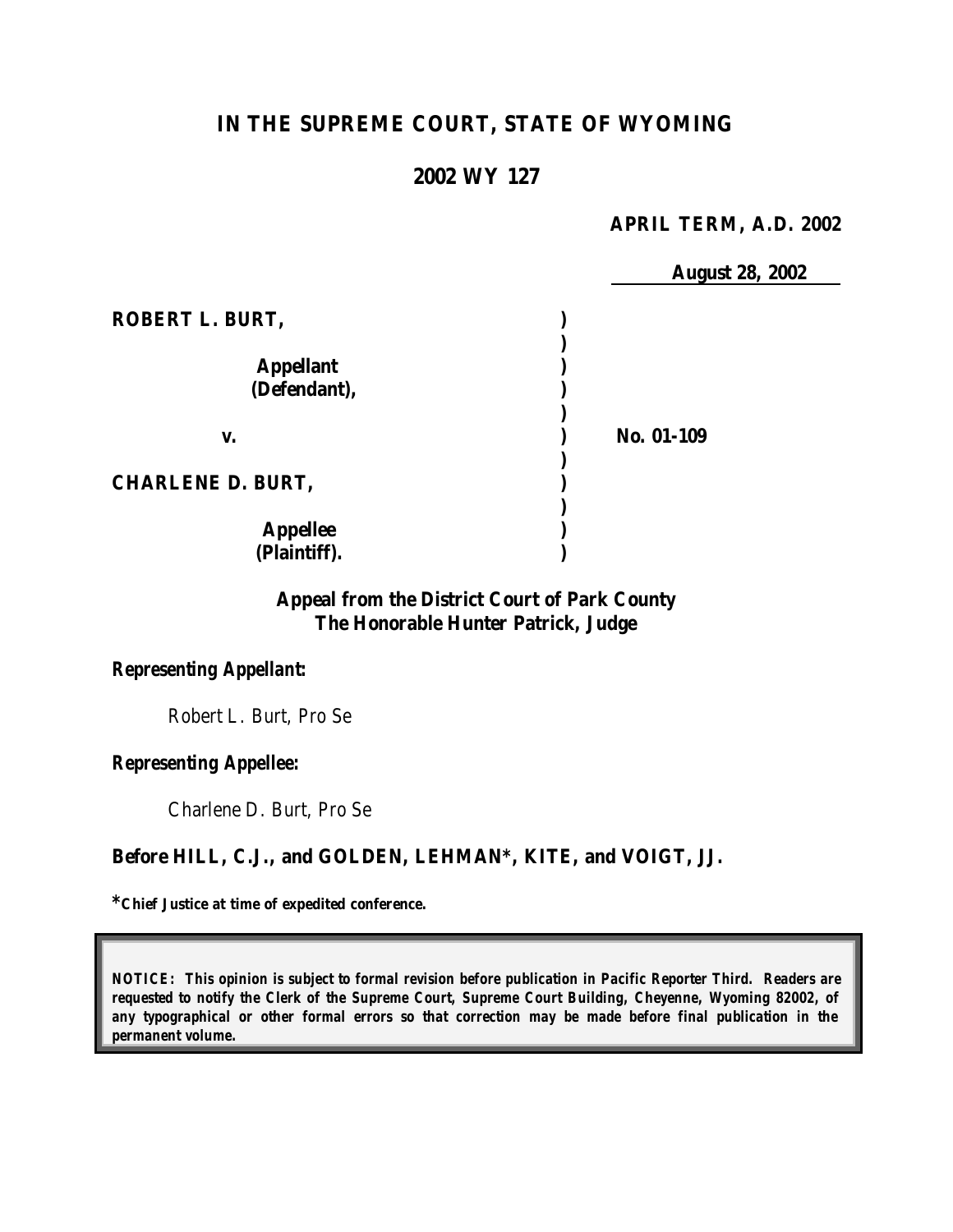# IN THE SUPREME COURT, STATE OF WYOMING

## 2002 WY 127

**APRIL TERM, A.D. 2002**

**August 28, 2002**

| | | |
|---|---|---|
| **ROBERT L. BURT,** | ) | |
| | ) | |
| **Appellant** | ) | |
| **(Defendant),** | ) | |
| | ) | |
| **v.** | ) | **No. 01-109** |
| | ) | |
| **CHARLENE D. BURT,** | ) | |
| | ) | |
| **Appellee** | ) | |
| **(Plaintiff).** | ) | |

**Appeal from the District Court of Park County**
**The Honorable Hunter Patrick, Judge**

***Representing Appellant:***

*Robert L. Burt, Pro Se*

***Representing Appellee:***

*Charlene D. Burt, Pro Se*

**Before HILL, C.J., and GOLDEN, LEHMAN\*, KITE, and VOIGT, JJ.**

**\*Chief Justice at time of expedited conference.**

***NOTICE: This opinion is subject to formal revision before publication in Pacific Reporter Third. Readers are requested to notify the Clerk of the Supreme Court, Supreme Court Building, Cheyenne, Wyoming 82002, of any typographical or other formal errors so that correction may be made before final publication in the permanent volume.***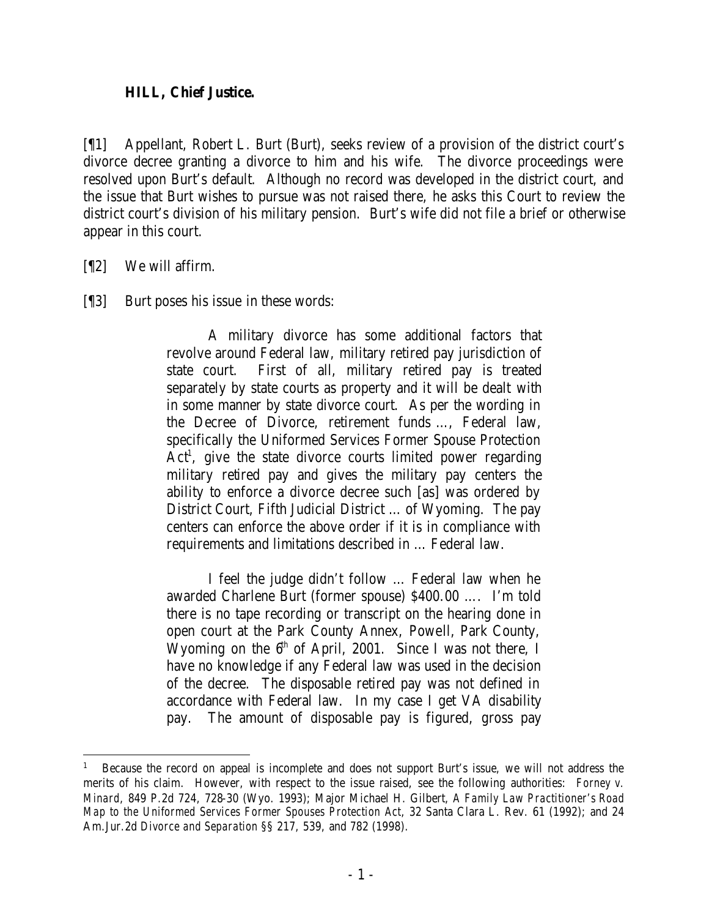**HILL, Chief Justice.**

[¶1] Appellant, Robert L. Burt (Burt), seeks review of a provision of the district court's divorce decree granting a divorce to him and his wife. The divorce proceedings were resolved upon Burt's default. Although no record was developed in the district court, and the issue that Burt wishes to pursue was not raised there, he asks this Court to review the district court's division of his military pension. Burt's wife did not file a brief or otherwise appear in this court.

[¶2] We will affirm.

[¶3] Burt poses his issue in these words:

> A military divorce has some additional factors that revolve around Federal law, military retired pay jurisdiction of state court. First of all, military retired pay is treated separately by state courts as property and it will be dealt with in some manner by state divorce court. As per the wording in the Decree of Divorce, retirement funds ..., Federal law, specifically the Uniformed Services Former Spouse Protection Act[1], give the state divorce courts limited power regarding military retired pay and gives the military pay centers the ability to enforce a divorce decree such [as] was ordered by District Court, Fifth Judicial District ... of Wyoming. The pay centers can enforce the above order if it is in compliance with requirements and limitations described in ... Federal law.
>
> I feel the judge didn't follow ... Federal law when he awarded Charlene Burt (former spouse) $400.00 .... I'm told there is no tape recording or transcript on the hearing done in open court at the Park County Annex, Powell, Park County, Wyoming on the 6th of April, 2001. Since I was not there, I have no knowledge if any Federal law was used in the decision of the decree. The disposable retired pay was not defined in accordance with Federal law. In my case I get VA disability pay. The amount of disposable pay is figured, gross pay

---

[1] Because the record on appeal is incomplete and does not support Burt's issue, we will not address the merits of his claim. However, with respect to the issue raised, see the following authorities: *Forney v. Minard*, 849 P.2d 724, 728-30 (Wyo. 1993); Major Michael H. Gilbert, *A Family Law Practitioner's Road Map to the Uniformed Services Former Spouses Protection Act*, 32 Santa Clara L. Rev. 61 (1992); and 24 Am.Jur.2d *Divorce and Separation* §§ 217, 539, and 782 (1998).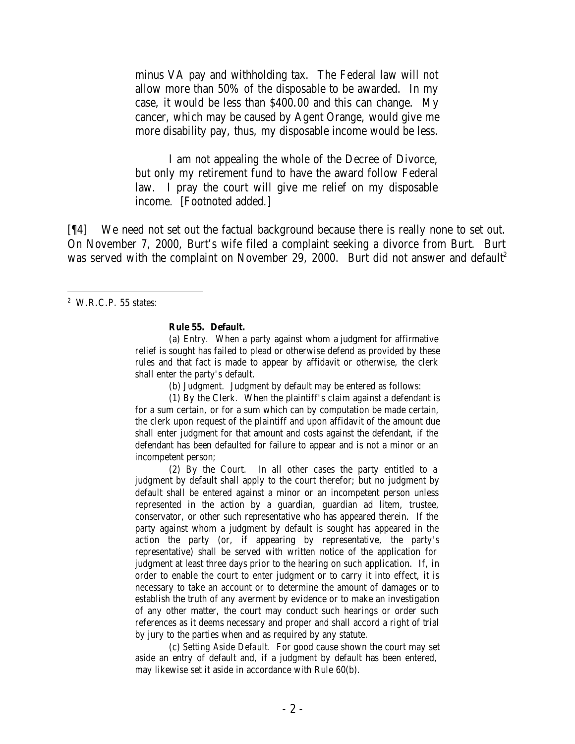minus VA pay and withholding tax. The Federal law will not allow more than 50% of the disposable to be awarded. In my case, it would be less than $400.00 and this can change. My cancer, which may be caused by Agent Orange, would give me more disability pay, thus, my disposable income would be less.

I am not appealing the whole of the Decree of Divorce, but only my retirement fund to have the award follow Federal law. I pray the court will give me relief on my disposable income. [Footnoted added.]

[¶4] We need not set out the factual background because there is really none to set out. On November 7, 2000, Burt's wife filed a complaint seeking a divorce from Burt. Burt was served with the complaint on November 29, 2000. Burt did not answer and default[2]

---

[2] W.R.C.P. 55 states:

> **Rule 55. Default.**
>
> (a) *Entry*. When a party against whom a judgment for affirmative relief is sought has failed to plead or otherwise defend as provided by these rules and that fact is made to appear by affidavit or otherwise, the clerk shall enter the party's default.
>
> (b) *Judgment*. Judgment by default may be entered as follows:
>
> (1) By the Clerk. When the plaintiff's claim against a defendant is for a sum certain, or for a sum which can by computation be made certain, the clerk upon request of the plaintiff and upon affidavit of the amount due shall enter judgment for that amount and costs against the defendant, if the defendant has been defaulted for failure to appear and is not a minor or an incompetent person;
>
> (2) By the Court. In all other cases the party entitled to a judgment by default shall apply to the court therefor; but no judgment by default shall be entered against a minor or an incompetent person unless represented in the action by a guardian, guardian ad litem, trustee, conservator, or other such representative who has appeared therein. If the party against whom a judgment by default is sought has appeared in the action the party (or, if appearing by representative, the party's representative) shall be served with written notice of the application for judgment at least three days prior to the hearing on such application. If, in order to enable the court to enter judgment or to carry it into effect, it is necessary to take an account or to determine the amount of damages or to establish the truth of any averment by evidence or to make an investigation of any other matter, the court may conduct such hearings or order such references as it deems necessary and proper and shall accord a right of trial by jury to the parties when and as required by any statute.
>
> (c) *Setting Aside Default*. For good cause shown the court may set aside an entry of default and, if a judgment by default has been entered, may likewise set it aside in accordance with Rule 60(b).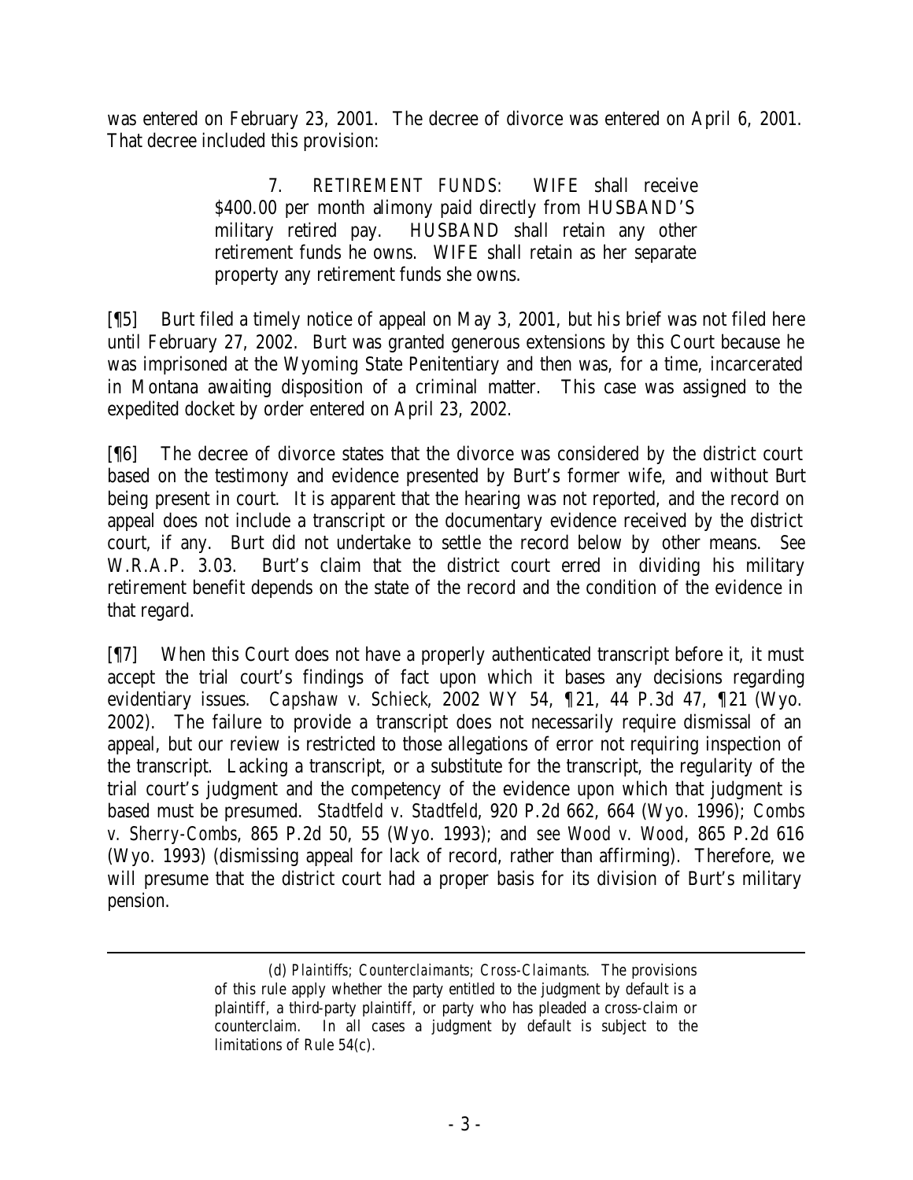was entered on February 23, 2001. The decree of divorce was entered on April 6, 2001. That decree included this provision:

> 7. *RETIREMENT FUNDS*: WIFE shall receive \$400.00 per month alimony paid directly from HUSBAND'S military retired pay. HUSBAND shall retain any other retirement funds he owns. WIFE shall retain as her separate property any retirement funds she owns.

[¶5] Burt filed a timely notice of appeal on May 3, 2001, but his brief was not filed here until February 27, 2002. Burt was granted generous extensions by this Court because he was imprisoned at the Wyoming State Penitentiary and then was, for a time, incarcerated in Montana awaiting disposition of a criminal matter. This case was assigned to the expedited docket by order entered on April 23, 2002.

[¶6] The decree of divorce states that the divorce was considered by the district court based on the testimony and evidence presented by Burt's former wife, and without Burt being present in court. It is apparent that the hearing was not reported, and the record on appeal does not include a transcript or the documentary evidence received by the district court, if any. Burt did not undertake to settle the record below by other means. *See* W.R.A.P. 3.03. Burt's claim that the district court erred in dividing his military retirement benefit depends on the state of the record and the condition of the evidence in that regard.

[¶7] When this Court does not have a properly authenticated transcript before it, it must accept the trial court's findings of fact upon which it bases any decisions regarding evidentiary issues. *Capshaw v. Schieck*, 2002 WY 54, ¶21, 44 P.3d 47, ¶21 (Wyo. 2002). The failure to provide a transcript does not necessarily require dismissal of an appeal, but our review is restricted to those allegations of error not requiring inspection of the transcript. Lacking a transcript, or a substitute for the transcript, the regularity of the trial court's judgment and the competency of the evidence upon which that judgment is based must be presumed. *Stadtfeld v. Stadtfeld*, 920 P.2d 662, 664 (Wyo. 1996); *Combs v. Sherry-Combs*, 865 P.2d 50, 55 (Wyo. 1993); and *see Wood v. Wood*, 865 P.2d 616 (Wyo. 1993) (dismissing appeal for lack of record, rather than affirming). Therefore, we will presume that the district court had a proper basis for its division of Burt's military pension.

---

(d) *Plaintiffs; Counterclaimants; Cross-Claimants*. The provisions of this rule apply whether the party entitled to the judgment by default is a plaintiff, a third-party plaintiff, or party who has pleaded a cross-claim or counterclaim. In all cases a judgment by default is subject to the limitations of Rule 54(c).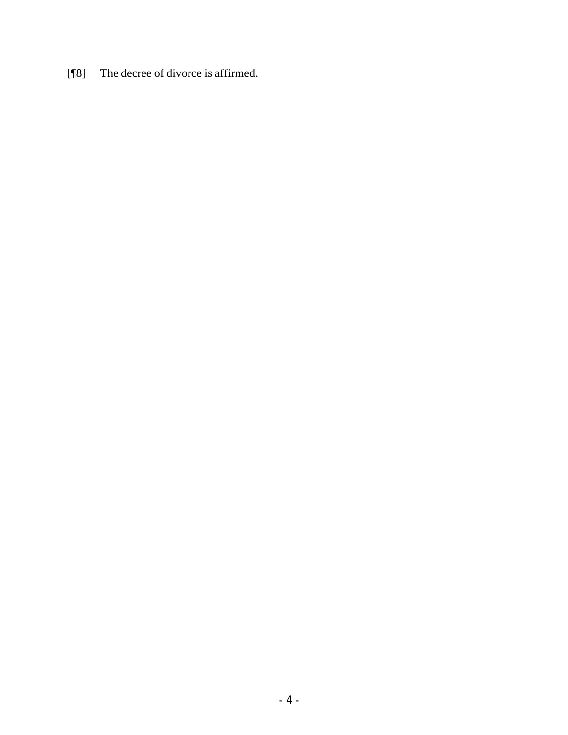[¶8] The decree of divorce is affirmed.